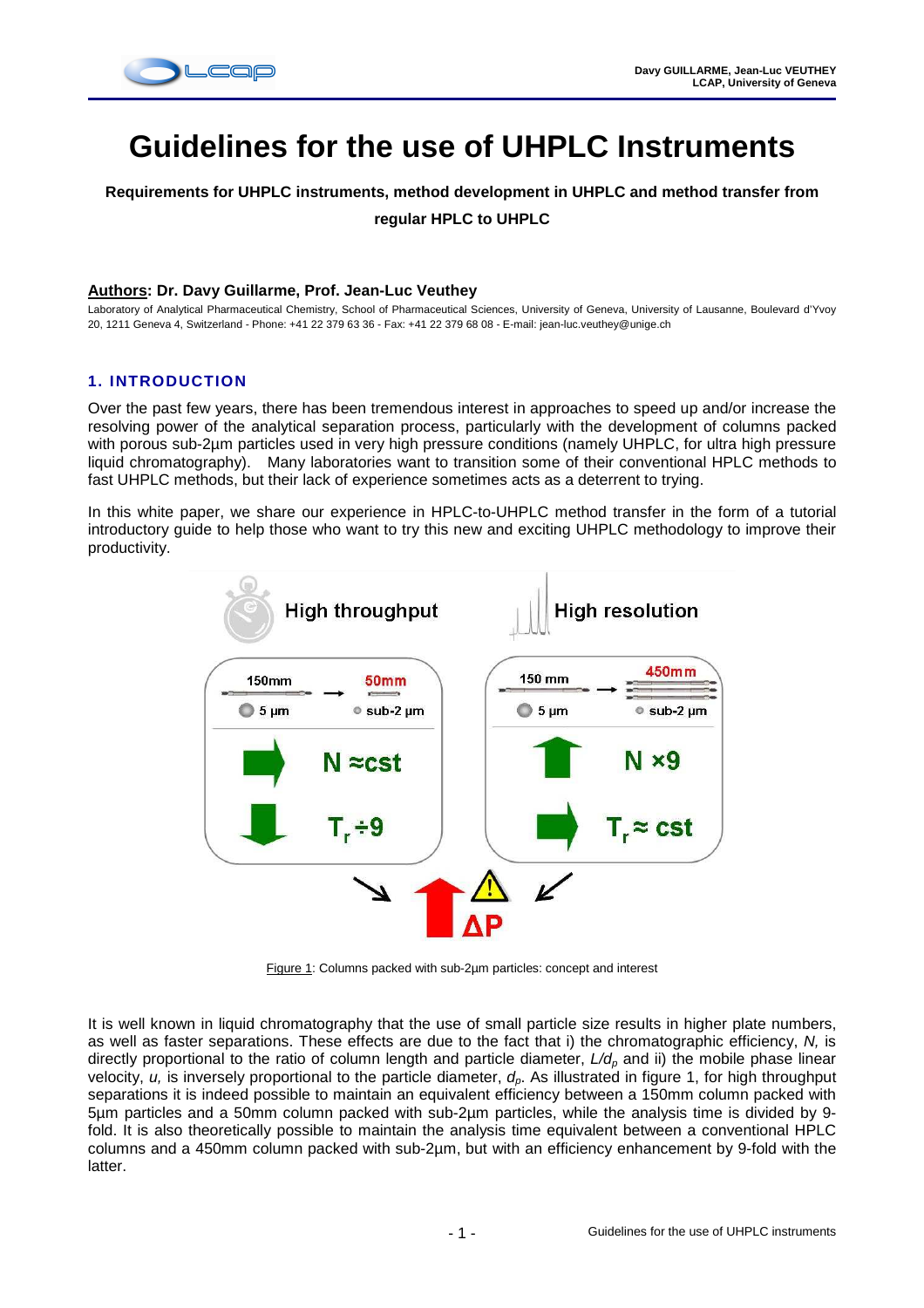# Guidelines for the use of UHPLC Instruments

**Requirements for UHPLC instruments, method development in UHPLC and method transfer from regular HPLC to UHPLC**

**Authors: Dr. Davy Guillarme, Prof. Jean-Luc Veuthey**

Laboratory of Analytical Pharmaceutical Chemistry, School of Pharmaceutical Sciences, University of Geneva, University of Lausanne, Boulevard d'Yvoy 20, 1211 Geneva 4, Switzerland - Phone: +41 22 379 63 36 - Fax: +41 22 379 68 08 - E-mail: jean-luc.veuthey@unige.ch

## 1. INTRODUCTION

Over the past few years, there has been tremendous interest in approaches to speed up and/or increase the resolving power of the analytical separation process, particularly with the development of columns packed with porous sub-2µm particles used in very high pressure conditions (namely UHPLC, for ultra high pressure liquid chromatography). Many laboratories want to transition some of their conventional HPLC methods to fast UHPLC methods, but their lack of experience sometimes acts as a deterrent to trying.

In this white paper, we share our experience in HPLC-to-UHPLC method transfer in the form of a tutorial introductory guide to help those who want to try this new and exciting UHPLC methodology to improve their productivity.

Figure 1: Columns packed with sub-2µm particles: concept and interest

It is well known in liquid chromatography that the use of small particle size results in higher plate numbers, as well as faster separations. These effects are due to the fact that i) the chromatographic efficiency, $N$, is directly proportional to the ratio of column length and particle diameter, $L/d_p$ and ii) the mobile phase linear velocity, $u$, is inversely proportional to the particle diameter, $d_p$. As illustrated in figure 1, for high throughput separations it is indeed possible to maintain an equivalent efficiency between a 150mm column packed with 5µm particles and a 50mm column packed with sub-2µm particles, while the analysis time is divided by 9-fold. It is also theoretically possible to maintain the analysis time equivalent between a conventional HPLC columns and a 450mm column packed with sub-2µm, but with an efficiency enhancement by 9-fold with the latter.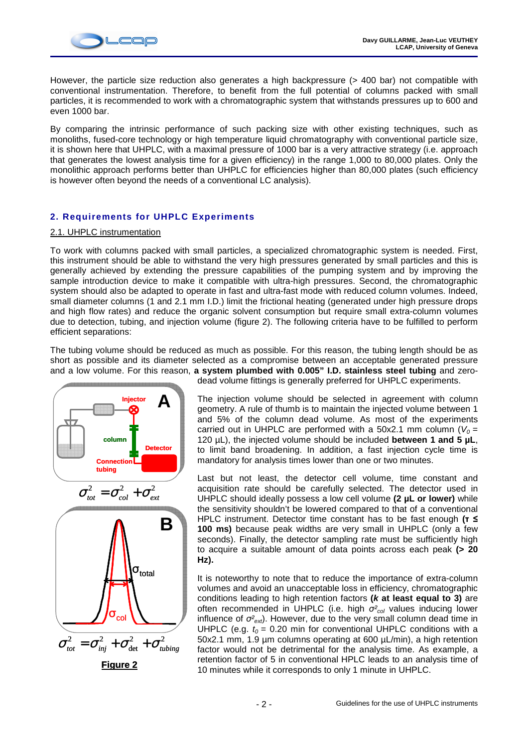However, the particle size reduction also generates a high backpressure (> 400 bar) not compatible with conventional instrumentation. Therefore, to benefit from the full potential of columns packed with small particles, it is recommended to work with a chromatographic system that withstands pressures up to 600 and even 1000 bar.

By comparing the intrinsic performance of such packing size with other existing techniques, such as monoliths, fused-core technology or high temperature liquid chromatography with conventional particle size, it is shown here that UHPLC, with a maximal pressure of 1000 bar is a very attractive strategy (i.e. approach that generates the lowest analysis time for a given efficiency) in the range 1,000 to 80,000 plates. Only the monolithic approach performs better than UHPLC for efficiencies higher than 80,000 plates (such efficiency is however often beyond the needs of a conventional LC analysis).

## 2. Requirements for UHPLC Experiments

### 2.1. UHPLC instrumentation

To work with columns packed with small particles, a specialized chromatographic system is needed. First, this instrument should be able to withstand the very high pressures generated by small particles and this is generally achieved by extending the pressure capabilities of the pumping system and by improving the sample introduction device to make it compatible with ultra-high pressures. Second, the chromatographic system should also be adapted to operate in fast and ultra-fast mode with reduced column volumes. Indeed, small diameter columns (1 and 2.1 mm I.D.) limit the frictional heating (generated under high pressure drops and high flow rates) and reduce the organic solvent consumption but require small extra-column volumes due to detection, tubing, and injection volume (figure 2). The following criteria have to be fulfilled to perform efficient separations:

The tubing volume should be reduced as much as possible. For this reason, the tubing length should be as short as possible and its diameter selected as a compromise between an acceptable generated pressure and a low volume. For this reason, **a system plumbed with 0.005" I.D. stainless steel tubing** and zero-dead volume fittings is generally preferred for UHPLC experiments.

Injector, column, Detector, Connection tubing — A

$$\sigma^2_{tot} = \sigma^2_{col} + \sigma^2_{ext}$$

B — $\sigma_{total}$, $\sigma_{col}$

$$\sigma^2_{tot} = \sigma^2_{inj} + \sigma^2_{det} + \sigma^2_{tubing}$$

**Figure 2**

The injection volume should be selected in agreement with column geometry. A rule of thumb is to maintain the injected volume between 1 and 5% of the column dead volume. As most of the experiments carried out in UHPLC are performed with a 50x2.1 mm column ($V_0$ = 120 µL), the injected volume should be included **between 1 and 5 µL**, to limit band broadening. In addition, a fast injection cycle time is mandatory for analysis times lower than one or two minutes.

Last but not least, the detector cell volume, time constant and acquisition rate should be carefully selected. The detector used in UHPLC should ideally possess a low cell volume **(2 µL or lower)** while the sensitivity shouldn't be lowered compared to that of a conventional HPLC instrument. Detector time constant has to be fast enough **($\tau \leq$ 100 ms)** because peak widths are very small in UHPLC (only a few seconds). Finally, the detector sampling rate must be sufficiently high to acquire a suitable amount of data points across each peak **(> 20 Hz).**

It is noteworthy to note that to reduce the importance of extra-column volumes and avoid an unacceptable loss in efficiency, chromatographic conditions leading to high retention factors **(*k* at least equal to 3)** are often recommended in UHPLC (i.e. high $\sigma^2_{col}$ values inducing lower influence of $\sigma^2_{ext}$). However, due to the very small column dead time in UHPLC (e.g. $t_0$ = 0.20 min for conventional UHPLC conditions with a 50x2.1 mm, 1.9 µm columns operating at 600 µL/min), a high retention factor would not be detrimental for the analysis time. As example, a retention factor of 5 in conventional HPLC leads to an analysis time of 10 minutes while it corresponds to only 1 minute in UHPLC.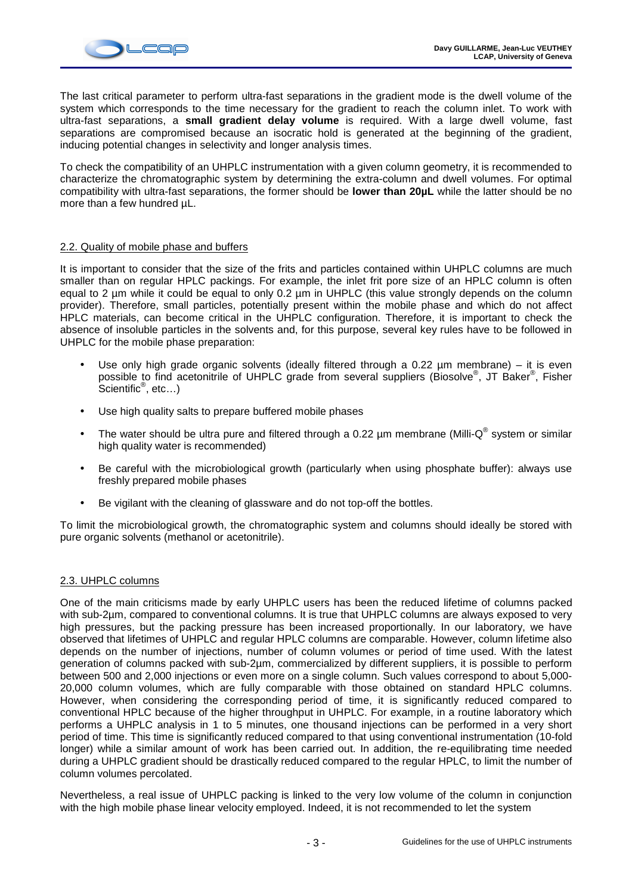The last critical parameter to perform ultra-fast separations in the gradient mode is the dwell volume of the system which corresponds to the time necessary for the gradient to reach the column inlet. To work with ultra-fast separations, a **small gradient delay volume** is required. With a large dwell volume, fast separations are compromised because an isocratic hold is generated at the beginning of the gradient, inducing potential changes in selectivity and longer analysis times.

To check the compatibility of an UHPLC instrumentation with a given column geometry, it is recommended to characterize the chromatographic system by determining the extra-column and dwell volumes. For optimal compatibility with ultra-fast separations, the former should be **lower than 20µL** while the latter should be no more than a few hundred µL.

## 2.2. Quality of mobile phase and buffers

It is important to consider that the size of the frits and particles contained within UHPLC columns are much smaller than on regular HPLC packings. For example, the inlet frit pore size of an HPLC column is often equal to 2 µm while it could be equal to only 0.2 µm in UHPLC (this value strongly depends on the column provider). Therefore, small particles, potentially present within the mobile phase and which do not affect HPLC materials, can become critical in the UHPLC configuration. Therefore, it is important to check the absence of insoluble particles in the solvents and, for this purpose, several key rules have to be followed in UHPLC for the mobile phase preparation:

- Use only high grade organic solvents (ideally filtered through a 0.22 µm membrane) – it is even possible to find acetonitrile of UHPLC grade from several suppliers (Biosolve®, JT Baker®, Fisher Scientific®, etc…)
- Use high quality salts to prepare buffered mobile phases
- The water should be ultra pure and filtered through a 0.22 µm membrane (Milli-Q® system or similar high quality water is recommended)
- Be careful with the microbiological growth (particularly when using phosphate buffer): always use freshly prepared mobile phases
- Be vigilant with the cleaning of glassware and do not top-off the bottles.

To limit the microbiological growth, the chromatographic system and columns should ideally be stored with pure organic solvents (methanol or acetonitrile).

## 2.3. UHPLC columns

One of the main criticisms made by early UHPLC users has been the reduced lifetime of columns packed with sub-2µm, compared to conventional columns. It is true that UHPLC columns are always exposed to very high pressures, but the packing pressure has been increased proportionally. In our laboratory, we have observed that lifetimes of UHPLC and regular HPLC columns are comparable. However, column lifetime also depends on the number of injections, number of column volumes or period of time used. With the latest generation of columns packed with sub-2µm, commercialized by different suppliers, it is possible to perform between 500 and 2,000 injections or even more on a single column. Such values correspond to about 5,000-20,000 column volumes, which are fully comparable with those obtained on standard HPLC columns. However, when considering the corresponding period of time, it is significantly reduced compared to conventional HPLC because of the higher throughput in UHPLC. For example, in a routine laboratory which performs a UHPLC analysis in 1 to 5 minutes, one thousand injections can be performed in a very short period of time. This time is significantly reduced compared to that using conventional instrumentation (10-fold longer) while a similar amount of work has been carried out. In addition, the re-equilibrating time needed during a UHPLC gradient should be drastically reduced compared to the regular HPLC, to limit the number of column volumes percolated.

Nevertheless, a real issue of UHPLC packing is linked to the very low volume of the column in conjunction with the high mobile phase linear velocity employed. Indeed, it is not recommended to let the system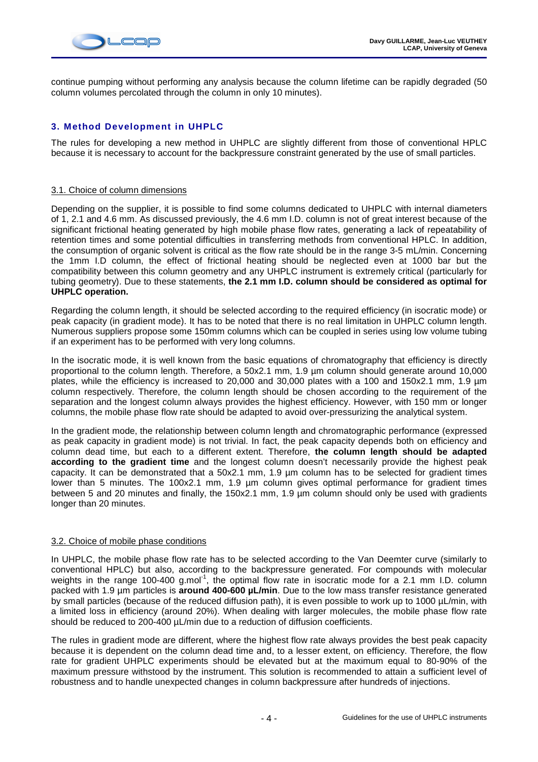continue pumping without performing any analysis because the column lifetime can be rapidly degraded (50 column volumes percolated through the column in only 10 minutes).

## 3. Method Development in UHPLC

The rules for developing a new method in UHPLC are slightly different from those of conventional HPLC because it is necessary to account for the backpressure constraint generated by the use of small particles.

### 3.1. Choice of column dimensions

Depending on the supplier, it is possible to find some columns dedicated to UHPLC with internal diameters of 1, 2.1 and 4.6 mm. As discussed previously, the 4.6 mm I.D. column is not of great interest because of the significant frictional heating generated by high mobile phase flow rates, generating a lack of repeatability of retention times and some potential difficulties in transferring methods from conventional HPLC. In addition, the consumption of organic solvent is critical as the flow rate should be in the range 3-5 mL/min. Concerning the 1mm I.D column, the effect of frictional heating should be neglected even at 1000 bar but the compatibility between this column geometry and any UHPLC instrument is extremely critical (particularly for tubing geometry). Due to these statements, **the 2.1 mm I.D. column should be considered as optimal for UHPLC operation.**

Regarding the column length, it should be selected according to the required efficiency (in isocratic mode) or peak capacity (in gradient mode). It has to be noted that there is no real limitation in UHPLC column length. Numerous suppliers propose some 150mm columns which can be coupled in series using low volume tubing if an experiment has to be performed with very long columns.

In the isocratic mode, it is well known from the basic equations of chromatography that efficiency is directly proportional to the column length. Therefore, a 50x2.1 mm, 1.9 µm column should generate around 10,000 plates, while the efficiency is increased to 20,000 and 30,000 plates with a 100 and 150x2.1 mm, 1.9 µm column respectively. Therefore, the column length should be chosen according to the requirement of the separation and the longest column always provides the highest efficiency. However, with 150 mm or longer columns, the mobile phase flow rate should be adapted to avoid over-pressurizing the analytical system.

In the gradient mode, the relationship between column length and chromatographic performance (expressed as peak capacity in gradient mode) is not trivial. In fact, the peak capacity depends both on efficiency and column dead time, but each to a different extent. Therefore, **the column length should be adapted according to the gradient time** and the longest column doesn't necessarily provide the highest peak capacity. It can be demonstrated that a 50x2.1 mm, 1.9 µm column has to be selected for gradient times lower than 5 minutes. The 100x2.1 mm, 1.9 µm column gives optimal performance for gradient times between 5 and 20 minutes and finally, the 150x2.1 mm, 1.9 µm column should only be used with gradients longer than 20 minutes.

### 3.2. Choice of mobile phase conditions

In UHPLC, the mobile phase flow rate has to be selected according to the Van Deemter curve (similarly to conventional HPLC) but also, according to the backpressure generated. For compounds with molecular weights in the range 100-400 $g.mol^{-1}$, the optimal flow rate in isocratic mode for a 2.1 mm I.D. column packed with 1.9 µm particles is **around 400-600 µL/min**. Due to the low mass transfer resistance generated by small particles (because of the reduced diffusion path), it is even possible to work up to 1000 µL/min, with a limited loss in efficiency (around 20%). When dealing with larger molecules, the mobile phase flow rate should be reduced to 200-400 µL/min due to a reduction of diffusion coefficients.

The rules in gradient mode are different, where the highest flow rate always provides the best peak capacity because it is dependent on the column dead time and, to a lesser extent, on efficiency. Therefore, the flow rate for gradient UHPLC experiments should be elevated but at the maximum equal to 80-90% of the maximum pressure withstood by the instrument. This solution is recommended to attain a sufficient level of robustness and to handle unexpected changes in column backpressure after hundreds of injections.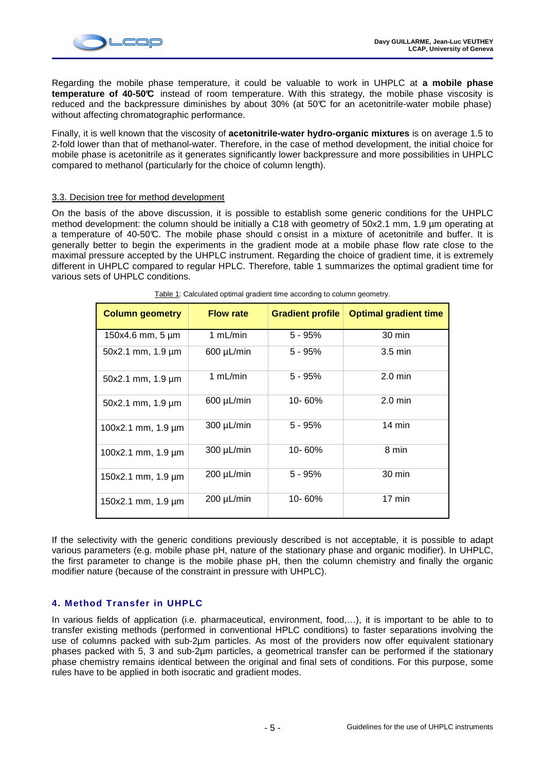Regarding the mobile phase temperature, it could be valuable to work in UHPLC at **a mobile phase temperature of 40-50°C** instead of room temperature. With this strategy, the mobile phase viscosity is reduced and the backpressure diminishes by about 30% (at 50°C for an acetonitrile-water mobile phase) without affecting chromatographic performance.

Finally, it is well known that the viscosity of **acetonitrile-water hydro-organic mixtures** is on average 1.5 to 2-fold lower than that of methanol-water. Therefore, in the case of method development, the initial choice for mobile phase is acetonitrile as it generates significantly lower backpressure and more possibilities in UHPLC compared to methanol (particularly for the choice of column length).

### 3.3. Decision tree for method development

On the basis of the above discussion, it is possible to establish some generic conditions for the UHPLC method development: the column should be initially a C18 with geometry of 50x2.1 mm, 1.9 µm operating at a temperature of 40-50°C. The mobile phase should consist in a mixture of acetonitrile and buffer. It is generally better to begin the experiments in the gradient mode at a mobile phase flow rate close to the maximal pressure accepted by the UHPLC instrument. Regarding the choice of gradient time, it is extremely different in UHPLC compared to regular HPLC. Therefore, table 1 summarizes the optimal gradient time for various sets of UHPLC conditions.

Table 1: Calculated optimal gradient time according to column geometry.

| Column geometry | Flow rate | Gradient profile | Optimal gradient time |
|---|---|---|---|
| 150x4.6 mm, 5 µm | 1 mL/min | 5 - 95% | 30 min |
| 50x2.1 mm, 1.9 µm | 600 µL/min | 5 - 95% | 3.5 min |
| 50x2.1 mm, 1.9 µm | 1 mL/min | 5 - 95% | 2.0 min |
| 50x2.1 mm, 1.9 µm | 600 µL/min | 10- 60% | 2.0 min |
| 100x2.1 mm, 1.9 µm | 300 µL/min | 5 - 95% | 14 min |
| 100x2.1 mm, 1.9 µm | 300 µL/min | 10- 60% | 8 min |
| 150x2.1 mm, 1.9 µm | 200 µL/min | 5 - 95% | 30 min |
| 150x2.1 mm, 1.9 µm | 200 µL/min | 10- 60% | 17 min |

If the selectivity with the generic conditions previously described is not acceptable, it is possible to adapt various parameters (e.g. mobile phase pH, nature of the stationary phase and organic modifier). In UHPLC, the first parameter to change is the mobile phase pH, then the column chemistry and finally the organic modifier nature (because of the constraint in pressure with UHPLC).

## 4. Method Transfer in UHPLC

In various fields of application (i.e. pharmaceutical, environment, food,…), it is important to be able to to transfer existing methods (performed in conventional HPLC conditions) to faster separations involving the use of columns packed with sub-2µm particles. As most of the providers now offer equivalent stationary phases packed with 5, 3 and sub-2µm particles, a geometrical transfer can be performed if the stationary phase chemistry remains identical between the original and final sets of conditions. For this purpose, some rules have to be applied in both isocratic and gradient modes.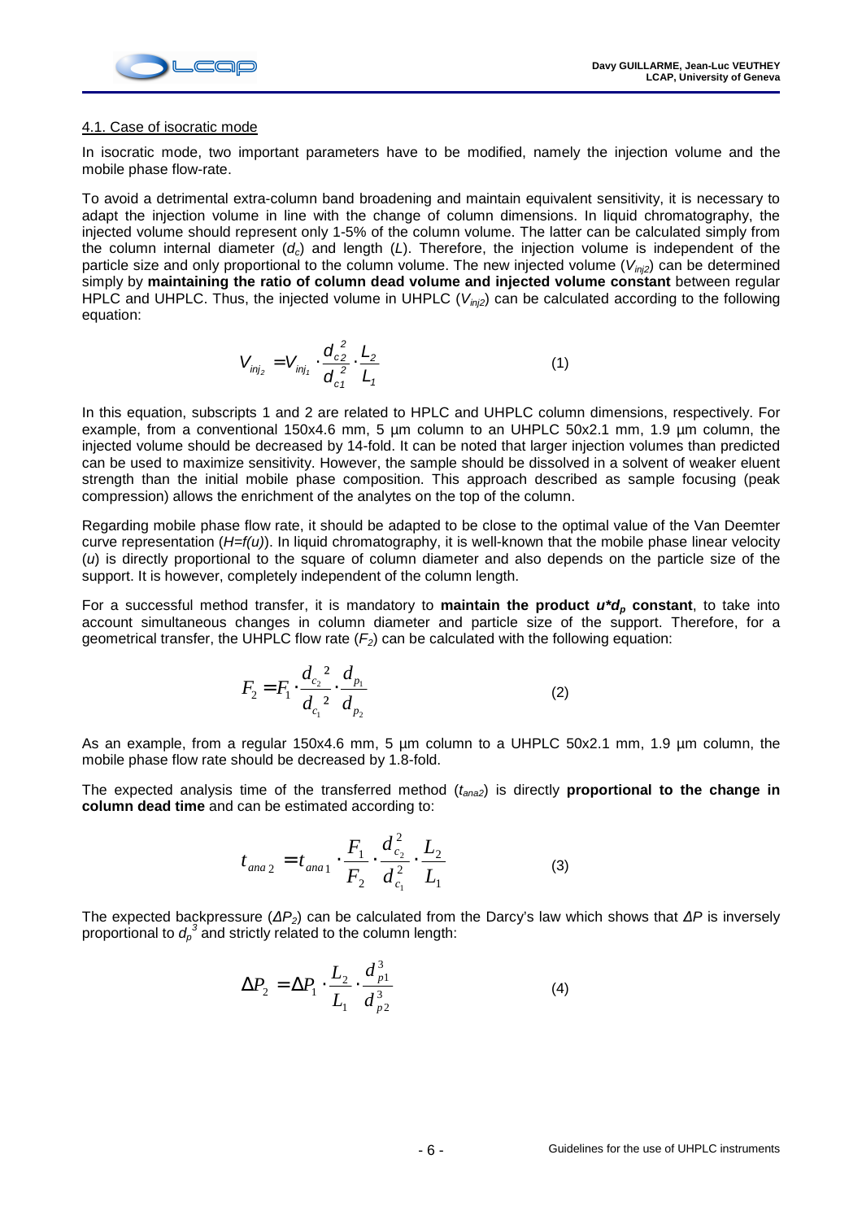4.1. Case of isocratic mode

In isocratic mode, two important parameters have to be modified, namely the injection volume and the mobile phase flow-rate.

To avoid a detrimental extra-column band broadening and maintain equivalent sensitivity, it is necessary to adapt the injection volume in line with the change of column dimensions. In liquid chromatography, the injected volume should represent only 1-5% of the column volume. The latter can be calculated simply from the column internal diameter ($d_c$) and length ($L$). Therefore, the injection volume is independent of the particle size and only proportional to the column volume. The new injected volume ($V_{inj2}$) can be determined simply by **maintaining the ratio of column dead volume and injected volume constant** between regular HPLC and UHPLC. Thus, the injected volume in UHPLC ($V_{inj2}$) can be calculated according to the following equation:

$$V_{inj_2} = V_{inj_1} \cdot \frac{d_{c2}^2}{d_{c1}^2} \cdot \frac{L_2}{L_1} \qquad (1)$$

In this equation, subscripts 1 and 2 are related to HPLC and UHPLC column dimensions, respectively. For example, from a conventional 150x4.6 mm, 5 µm column to an UHPLC 50x2.1 mm, 1.9 µm column, the injected volume should be decreased by 14-fold. It can be noted that larger injection volumes than predicted can be used to maximize sensitivity. However, the sample should be dissolved in a solvent of weaker eluent strength than the initial mobile phase composition. This approach described as sample focusing (peak compression) allows the enrichment of the analytes on the top of the column.

Regarding mobile phase flow rate, it should be adapted to be close to the optimal value of the Van Deemter curve representation ($H=f(u)$). In liquid chromatography, it is well-known that the mobile phase linear velocity ($u$) is directly proportional to the square of column diameter and also depends on the particle size of the support. It is however, completely independent of the column length.

For a successful method transfer, it is mandatory to **maintain the product $u*d_p$ constant**, to take into account simultaneous changes in column diameter and particle size of the support. Therefore, for a geometrical transfer, the UHPLC flow rate ($F_2$) can be calculated with the following equation:

$$F_2 = F_1 \cdot \frac{d_{c_2}^{\,2}}{d_{c_1}^{\,2}} \cdot \frac{d_{p_1}}{d_{p_2}} \qquad (2)$$

As an example, from a regular 150x4.6 mm, 5 µm column to a UHPLC 50x2.1 mm, 1.9 µm column, the mobile phase flow rate should be decreased by 1.8-fold.

The expected analysis time of the transferred method ($t_{ana2}$) is directly **proportional to the change in column dead time** and can be estimated according to:

$$t_{ana\,2} = t_{ana\,1} \cdot \frac{F_1}{F_2} \cdot \frac{d_{c_2}^2}{d_{c_1}^2} \cdot \frac{L_2}{L_1} \qquad (3)$$

The expected backpressure ($\Delta P_2$) can be calculated from the Darcy's law which shows that $\Delta P$ is inversely proportional to $d_p^3$ and strictly related to the column length:

$$\Delta P_2 = \Delta P_1 \cdot \frac{L_2}{L_1} \cdot \frac{d_{p1}^3}{d_{p2}^3} \qquad (4)$$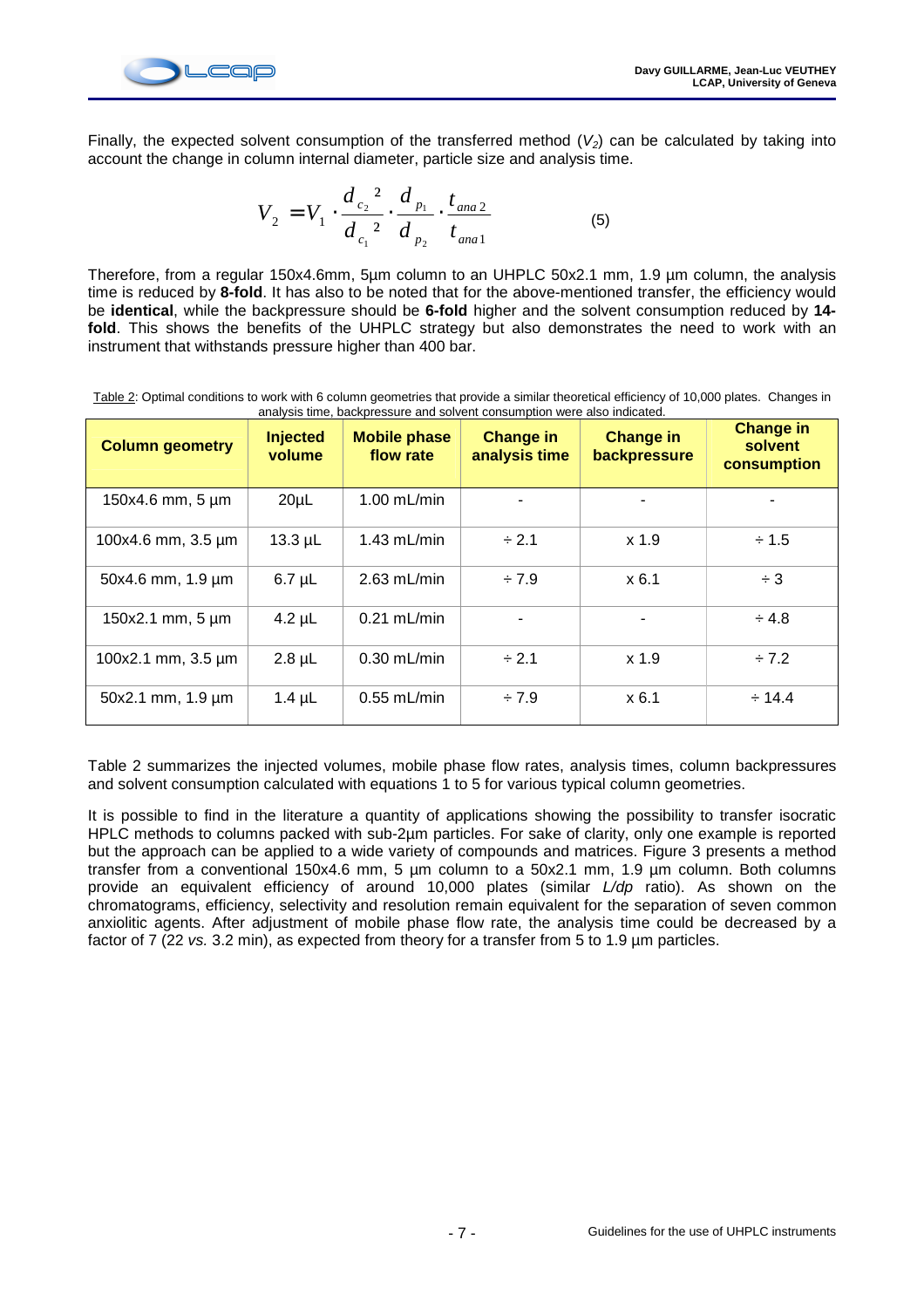Finally, the expected solvent consumption of the transferred method ($V_2$) can be calculated by taking into account the change in column internal diameter, particle size and analysis time.

$$V_2 = V_1 \cdot \frac{d_{c_2}^{\ 2}}{d_{c_1}^{\ 2}} \cdot \frac{d_{p_1}}{d_{p_2}} \cdot \frac{t_{ana\,2}}{t_{ana\,1}} \qquad (5)$$

Therefore, from a regular 150x4.6mm, 5µm column to an UHPLC 50x2.1 mm, 1.9 µm column, the analysis time is reduced by **8-fold**. It has also to be noted that for the above-mentioned transfer, the efficiency would be **identical**, while the backpressure should be **6-fold** higher and the solvent consumption reduced by **14-fold**. This shows the benefits of the UHPLC strategy but also demonstrates the need to work with an instrument that withstands pressure higher than 400 bar.

Table 2: Optimal conditions to work with 6 column geometries that provide a similar theoretical efficiency of 10,000 plates. Changes in analysis time, backpressure and solvent consumption were also indicated.

| Column geometry | Injected volume | Mobile phase flow rate | Change in analysis time | Change in backpressure | Change in solvent consumption |
|---|---|---|---|---|---|
| 150x4.6 mm, 5 µm | 20µL | 1.00 mL/min | - | - | - |
| 100x4.6 mm, 3.5 µm | 13.3 µL | 1.43 mL/min | ÷ 2.1 | x 1.9 | ÷ 1.5 |
| 50x4.6 mm, 1.9 µm | 6.7 µL | 2.63 mL/min | ÷ 7.9 | x 6.1 | ÷ 3 |
| 150x2.1 mm, 5 µm | 4.2 µL | 0.21 mL/min | - | - | ÷ 4.8 |
| 100x2.1 mm, 3.5 µm | 2.8 µL | 0.30 mL/min | ÷ 2.1 | x 1.9 | ÷ 7.2 |
| 50x2.1 mm, 1.9 µm | 1.4 µL | 0.55 mL/min | ÷ 7.9 | x 6.1 | ÷ 14.4 |

Table 2 summarizes the injected volumes, mobile phase flow rates, analysis times, column backpressures and solvent consumption calculated with equations 1 to 5 for various typical column geometries.

It is possible to find in the literature a quantity of applications showing the possibility to transfer isocratic HPLC methods to columns packed with sub-2µm particles. For sake of clarity, only one example is reported but the approach can be applied to a wide variety of compounds and matrices. Figure 3 presents a method transfer from a conventional 150x4.6 mm, 5 µm column to a 50x2.1 mm, 1.9 µm column. Both columns provide an equivalent efficiency of around 10,000 plates (similar *L/dp* ratio). As shown on the chromatograms, efficiency, selectivity and resolution remain equivalent for the separation of seven common anxiolitic agents. After adjustment of mobile phase flow rate, the analysis time could be decreased by a factor of 7 (22 *vs.* 3.2 min), as expected from theory for a transfer from 5 to 1.9 µm particles.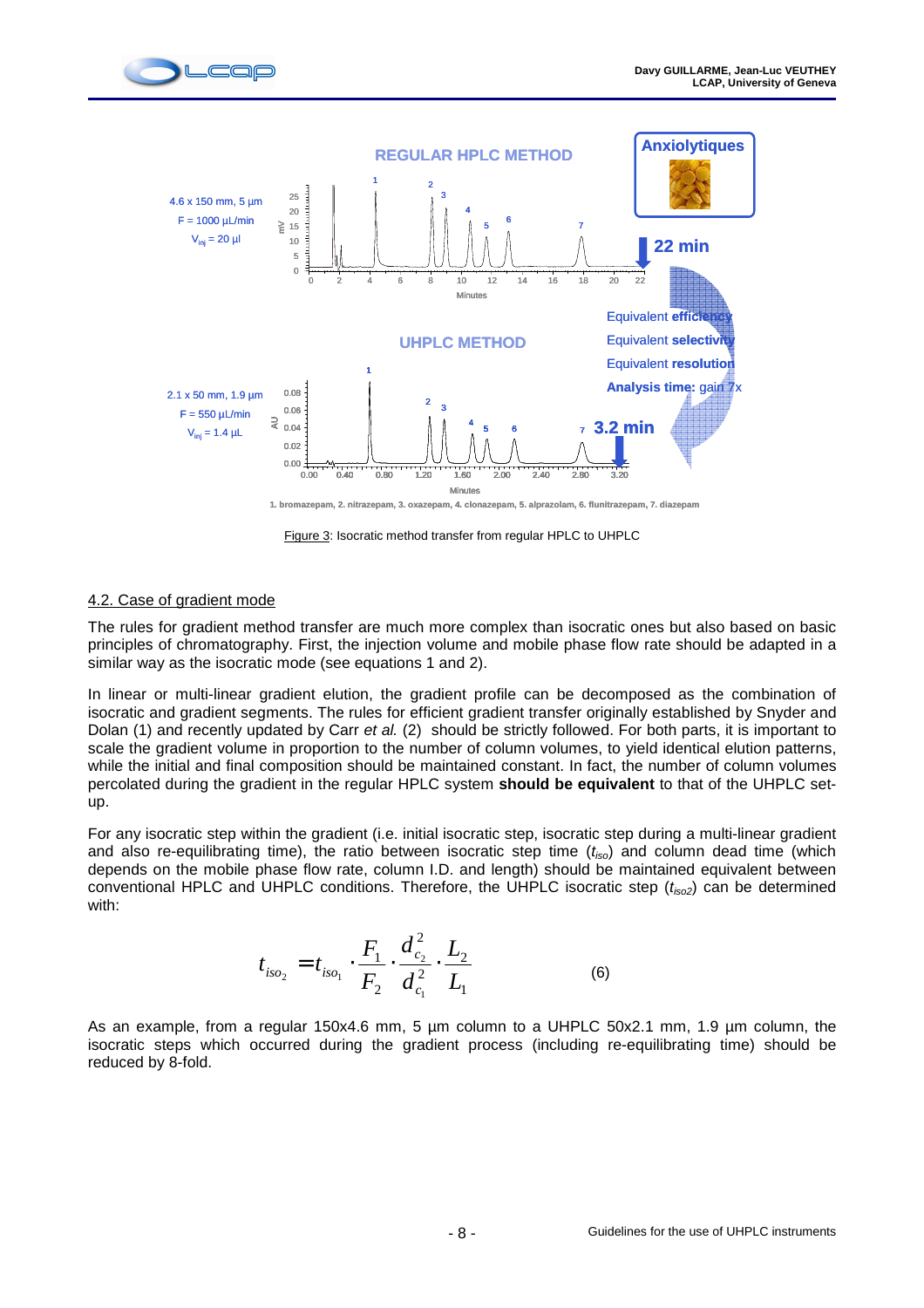Figure 3: Isocratic method transfer from regular HPLC to UHPLC

## 4.2. Case of gradient mode

The rules for gradient method transfer are much more complex than isocratic ones but also based on basic principles of chromatography. First, the injection volume and mobile phase flow rate should be adapted in a similar way as the isocratic mode (see equations 1 and 2).

In linear or multi-linear gradient elution, the gradient profile can be decomposed as the combination of isocratic and gradient segments. The rules for efficient gradient transfer originally established by Snyder and Dolan (1) and recently updated by Carr *et al.* (2) should be strictly followed. For both parts, it is important to scale the gradient volume in proportion to the number of column volumes, to yield identical elution patterns, while the initial and final composition should be maintained constant. In fact, the number of column volumes percolated during the gradient in the regular HPLC system **should be equivalent** to that of the UHPLC set-up.

For any isocratic step within the gradient (i.e. initial isocratic step, isocratic step during a multi-linear gradient and also re-equilibrating time), the ratio between isocratic step time ($t_{iso}$) and column dead time (which depends on the mobile phase flow rate, column I.D. and length) should be maintained equivalent between conventional HPLC and UHPLC conditions. Therefore, the UHPLC isocratic step ($t_{iso2}$) can be determined with:

$$t_{iso_2} = t_{iso_1} \cdot \frac{F_1}{F_2} \cdot \frac{d_{c_2}^2}{d_{c_1}^2} \cdot \frac{L_2}{L_1} \qquad (6)$$

As an example, from a regular 150x4.6 mm, 5 µm column to a UHPLC 50x2.1 mm, 1.9 µm column, the isocratic steps which occurred during the gradient process (including re-equilibrating time) should be reduced by 8-fold.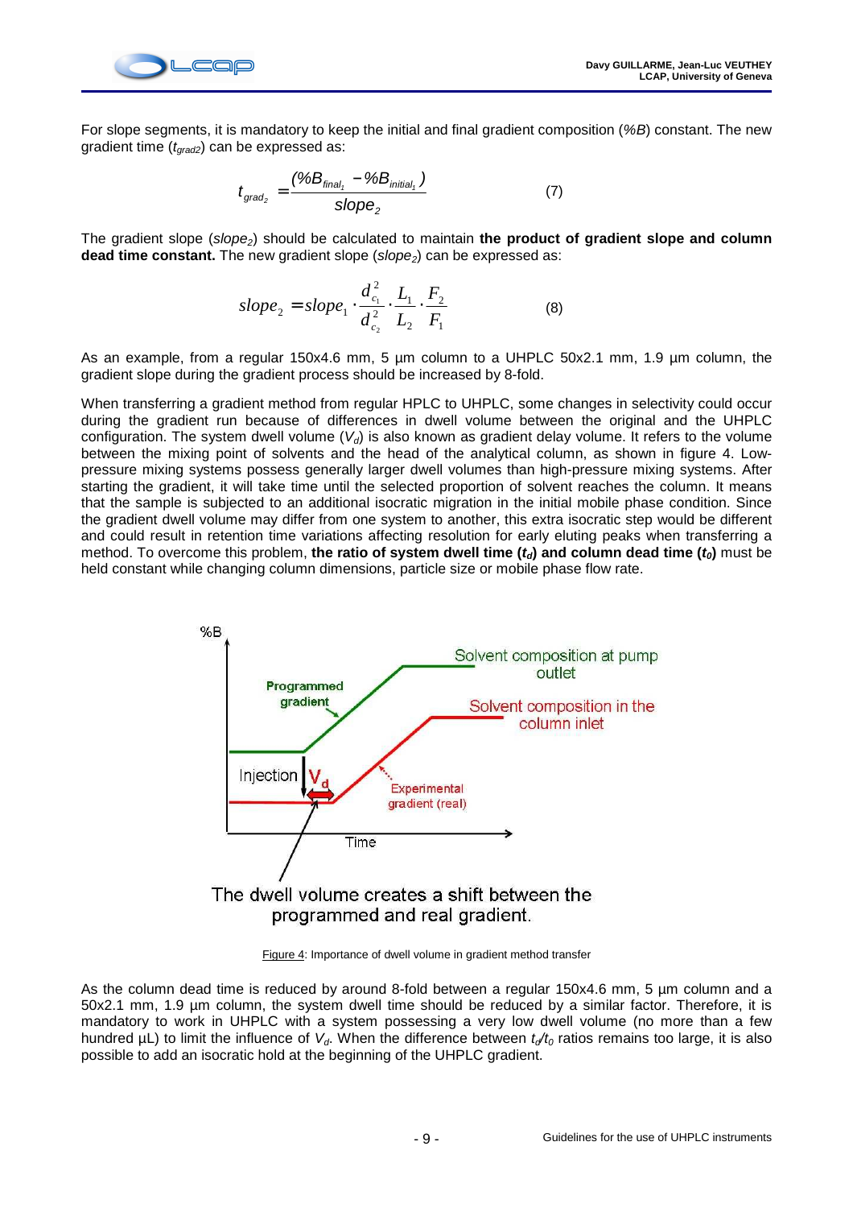For slope segments, it is mandatory to keep the initial and final gradient composition (*%B*) constant. The new gradient time ($t_{grad2}$) can be expressed as:

$$t_{grad_2} = \frac{(\%B_{final_1} - \%B_{initial_1})}{slope_2} \qquad (7)$$

The gradient slope ($slope_2$) should be calculated to maintain **the product of gradient slope and column dead time constant.** The new gradient slope ($slope_2$) can be expressed as:

$$slope_2 = slope_1 \cdot \frac{d_{c_1}^2}{d_{c_2}^2} \cdot \frac{L_1}{L_2} \cdot \frac{F_2}{F_1} \qquad (8)$$

As an example, from a regular 150x4.6 mm, 5 µm column to a UHPLC 50x2.1 mm, 1.9 µm column, the gradient slope during the gradient process should be increased by 8-fold.

When transferring a gradient method from regular HPLC to UHPLC, some changes in selectivity could occur during the gradient run because of differences in dwell volume between the original and the UHPLC configuration. The system dwell volume ($V_d$) is also known as gradient delay volume. It refers to the volume between the mixing point of solvents and the head of the analytical column, as shown in figure 4. Low-pressure mixing systems possess generally larger dwell volumes than high-pressure mixing systems. After starting the gradient, it will take time until the selected proportion of solvent reaches the column. It means that the sample is subjected to an additional isocratic migration in the initial mobile phase condition. Since the gradient dwell volume may differ from one system to another, this extra isocratic step would be different and could result in retention time variations affecting resolution for early eluting peaks when transferring a method. To overcome this problem, **the ratio of system dwell time ($t_d$) and column dead time ($t_0$)** must be held constant while changing column dimensions, particle size or mobile phase flow rate.

Figure 4: Importance of dwell volume in gradient method transfer

As the column dead time is reduced by around 8-fold between a regular 150x4.6 mm, 5 µm column and a 50x2.1 mm, 1.9 µm column, the system dwell time should be reduced by a similar factor. Therefore, it is mandatory to work in UHPLC with a system possessing a very low dwell volume (no more than a few hundred µL) to limit the influence of $V_d$. When the difference between $t_d/t_0$ ratios remains too large, it is also possible to add an isocratic hold at the beginning of the UHPLC gradient.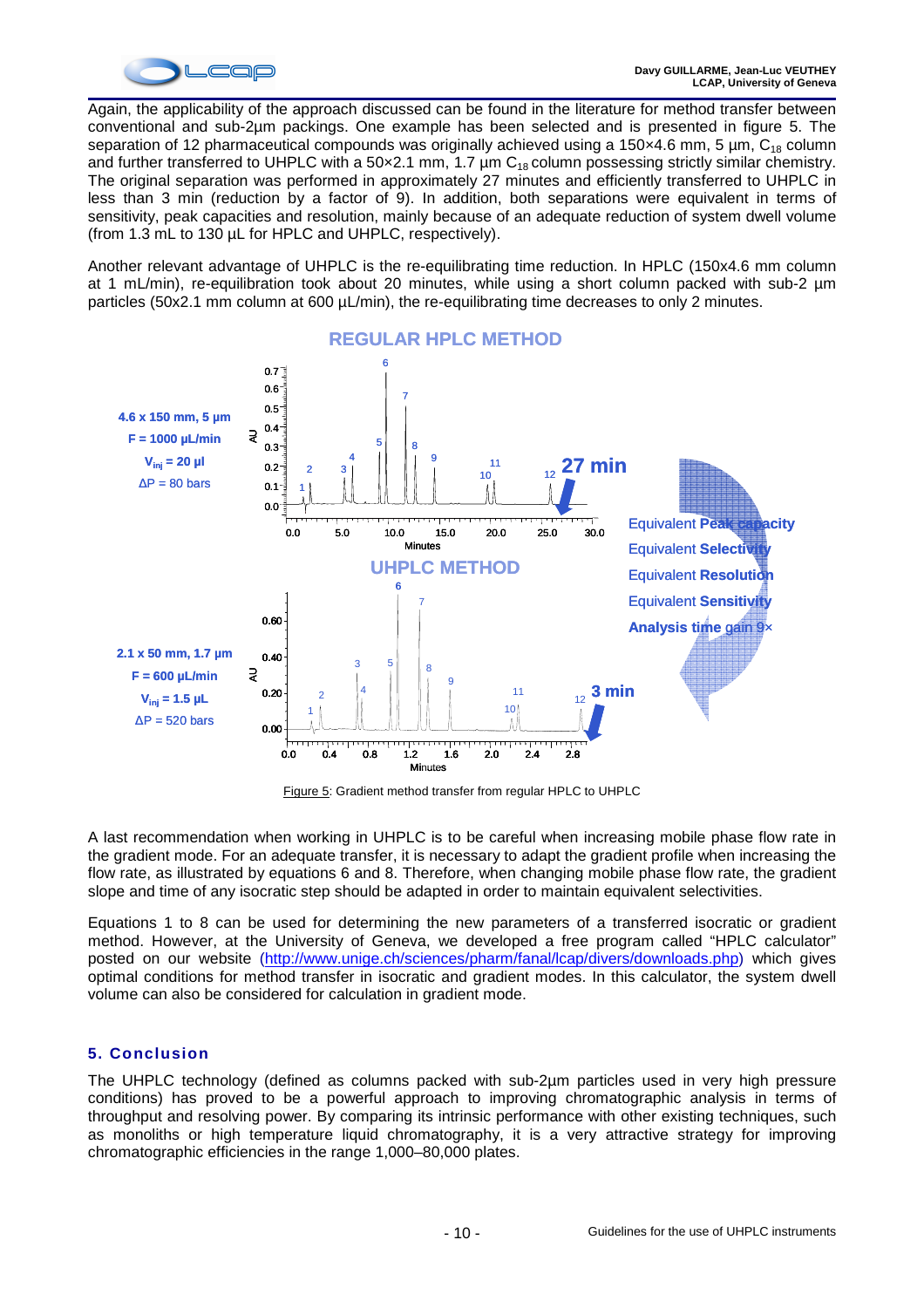Again, the applicability of the approach discussed can be found in the literature for method transfer between conventional and sub-2µm packings. One example has been selected and is presented in figure 5. The separation of 12 pharmaceutical compounds was originally achieved using a 150×4.6 mm, 5 µm, $C_{18}$ column and further transferred to UHPLC with a 50×2.1 mm, 1.7 µm $C_{18}$ column possessing strictly similar chemistry. The original separation was performed in approximately 27 minutes and efficiently transferred to UHPLC in less than 3 min (reduction by a factor of 9). In addition, both separations were equivalent in terms of sensitivity, peak capacities and resolution, mainly because of an adequate reduction of system dwell volume (from 1.3 mL to 130 µL for HPLC and UHPLC, respectively).

Another relevant advantage of UHPLC is the re-equilibrating time reduction. In HPLC (150x4.6 mm column at 1 mL/min), re-equilibration took about 20 minutes, while using a short column packed with sub-2 µm particles (50x2.1 mm column at 600 µL/min), the re-equilibrating time decreases to only 2 minutes.

Figure 5: Gradient method transfer from regular HPLC to UHPLC

A last recommendation when working in UHPLC is to be careful when increasing mobile phase flow rate in the gradient mode. For an adequate transfer, it is necessary to adapt the gradient profile when increasing the flow rate, as illustrated by equations 6 and 8. Therefore, when changing mobile phase flow rate, the gradient slope and time of any isocratic step should be adapted in order to maintain equivalent selectivities.

Equations 1 to 8 can be used for determining the new parameters of a transferred isocratic or gradient method. However, at the University of Geneva, we developed a free program called "HPLC calculator" posted on our website (http://www.unige.ch/sciences/pharm/fanal/lcap/divers/downloads.php) which gives optimal conditions for method transfer in isocratic and gradient modes. In this calculator, the system dwell volume can also be considered for calculation in gradient mode.

## 5. Conclusion

The UHPLC technology (defined as columns packed with sub-2µm particles used in very high pressure conditions) has proved to be a powerful approach to improving chromatographic analysis in terms of throughput and resolving power. By comparing its intrinsic performance with other existing techniques, such as monoliths or high temperature liquid chromatography, it is a very attractive strategy for improving chromatographic efficiencies in the range 1,000–80,000 plates.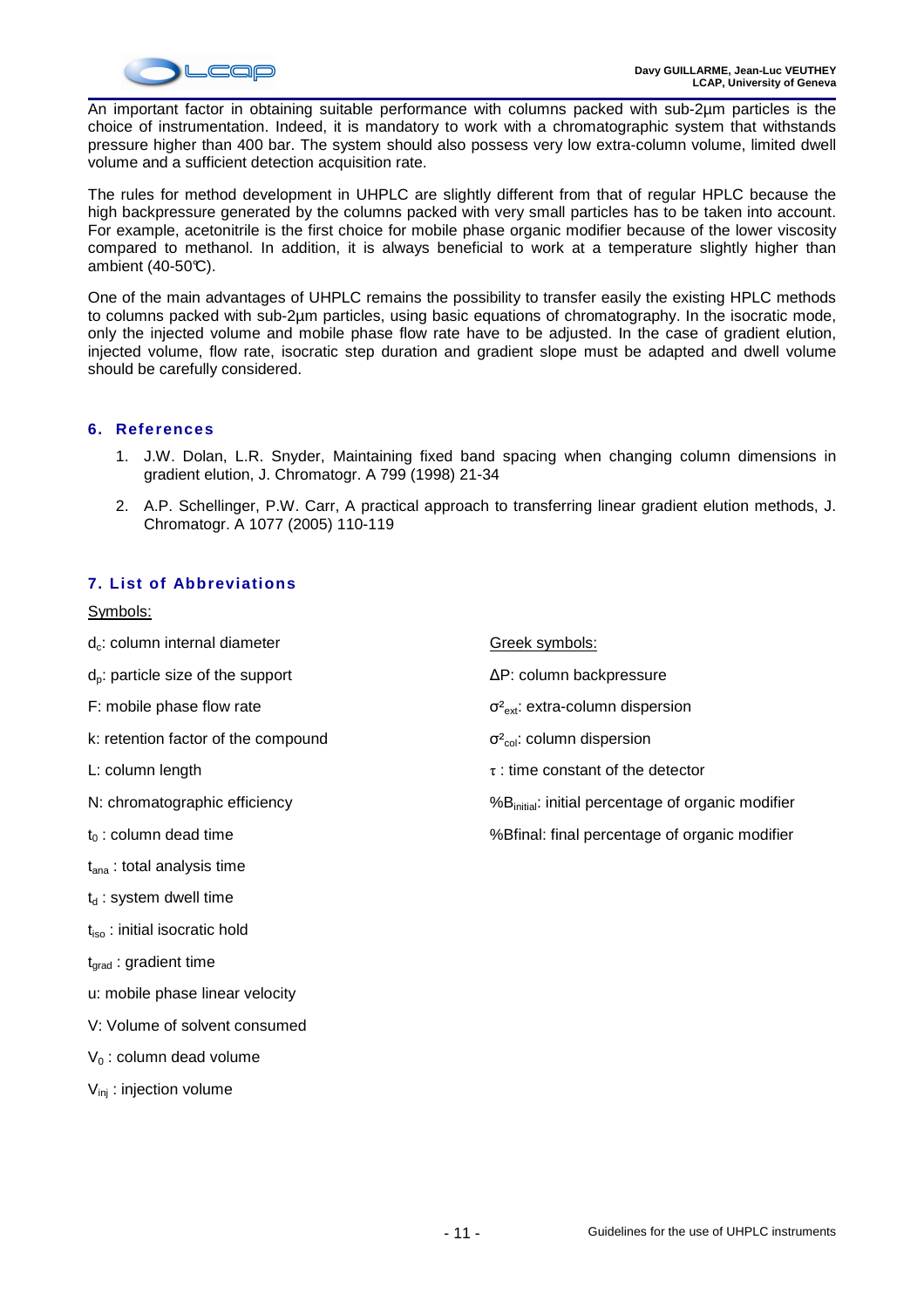An important factor in obtaining suitable performance with columns packed with sub-2µm particles is the choice of instrumentation. Indeed, it is mandatory to work with a chromatographic system that withstands pressure higher than 400 bar. The system should also possess very low extra-column volume, limited dwell volume and a sufficient detection acquisition rate.

The rules for method development in UHPLC are slightly different from that of regular HPLC because the high backpressure generated by the columns packed with very small particles has to be taken into account. For example, acetonitrile is the first choice for mobile phase organic modifier because of the lower viscosity compared to methanol. In addition, it is always beneficial to work at a temperature slightly higher than ambient (40-50°C).

One of the main advantages of UHPLC remains the possibility to transfer easily the existing HPLC methods to columns packed with sub-2µm particles, using basic equations of chromatography. In the isocratic mode, only the injected volume and mobile phase flow rate have to be adjusted. In the case of gradient elution, injected volume, flow rate, isocratic step duration and gradient slope must be adapted and dwell volume should be carefully considered.

## 6. References

1. J.W. Dolan, L.R. Snyder, Maintaining fixed band spacing when changing column dimensions in gradient elution, J. Chromatogr. A 799 (1998) 21-34
2. A.P. Schellinger, P.W. Carr, A practical approach to transferring linear gradient elution methods, J. Chromatogr. A 1077 (2005) 110-119

## 7. List of Abbreviations

Symbols:

$d_c$: column internal diameter

$d_p$: particle size of the support

F: mobile phase flow rate

k: retention factor of the compound

L: column length

N: chromatographic efficiency

$t_0$ : column dead time

$t_{ana}$ : total analysis time

$t_d$ : system dwell time

$t_{iso}$ : initial isocratic hold

$t_{grad}$ : gradient time

u: mobile phase linear velocity

V: Volume of solvent consumed

$V_0$ : column dead volume

$V_{inj}$ : injection volume

Greek symbols:

$\Delta P$: column backpressure

$\sigma^2_{ext}$: extra-column dispersion

$\sigma^2_{col}$: column dispersion

$\tau$ : time constant of the detector

$\%B_{initial}$: initial percentage of organic modifier

%Bfinal: final percentage of organic modifier